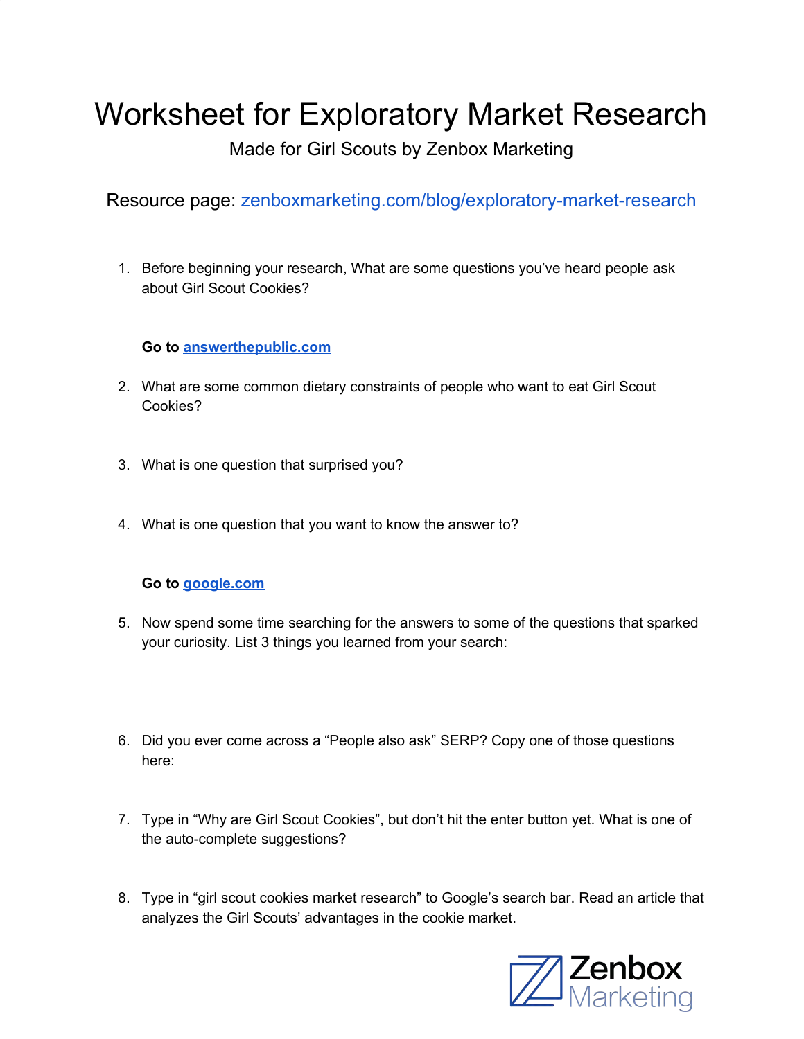# Worksheet for Exploratory Market Research

Made for Girl Scouts by Zenbox Marketing

Resource page: [zenboxmarketing.com/blog/exploratory-market-research](zenboxmarketing.com/blog/exploratory-market-research)

1. Before beginning your research, What are some questions you've heard people ask about Girl Scout Cookies?

**Go to [answerthepublic.com](answerthepublic.com)**

2. What are some common dietary constraints of people who want to eat Girl Scout Cookies?

3. What is one question that surprised you?

4. What is one question that you want to know the answer to?

**Go to [google.com](google.com)**

5. Now spend some time searching for the answers to some of the questions that sparked your curiosity. List 3 things you learned from your search:

6. Did you ever come across a "People also ask" SERP? Copy one of those questions here:

7. Type in "Why are Girl Scout Cookies", but don't hit the enter button yet. What is one of the auto-complete suggestions?

8. Type in "girl scout cookies market research" to Google's search bar. Read an article that analyzes the Girl Scouts' advantages in the cookie market.

Zenbox Marketing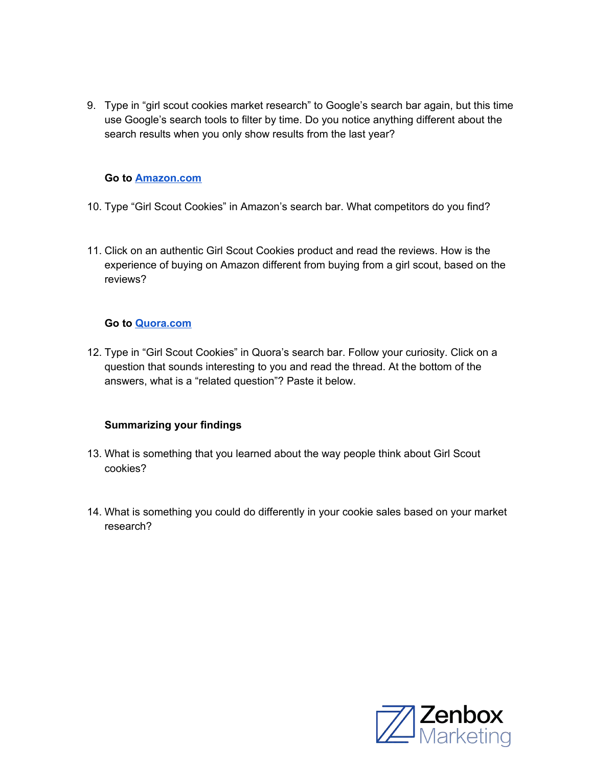9. Type in “girl scout cookies market research” to Google’s search bar again, but this time use Google’s search tools to filter by time. Do you notice anything different about the search results when you only show results from the last year?

**Go to [Amazon.com](Amazon.com)**

10. Type “Girl Scout Cookies” in Amazon’s search bar. What competitors do you find?

11. Click on an authentic Girl Scout Cookies product and read the reviews. How is the experience of buying on Amazon different from buying from a girl scout, based on the reviews?

**Go to [Quora.com](Quora.com)**

12. Type in “Girl Scout Cookies” in Quora’s search bar. Follow your curiosity. Click on a question that sounds interesting to you and read the thread. At the bottom of the answers, what is a “related question”? Paste it below.

**Summarizing your findings**

13. What is something that you learned about the way people think about Girl Scout cookies?

14. What is something you could do differently in your cookie sales based on your market research?

Zenbox Marketing